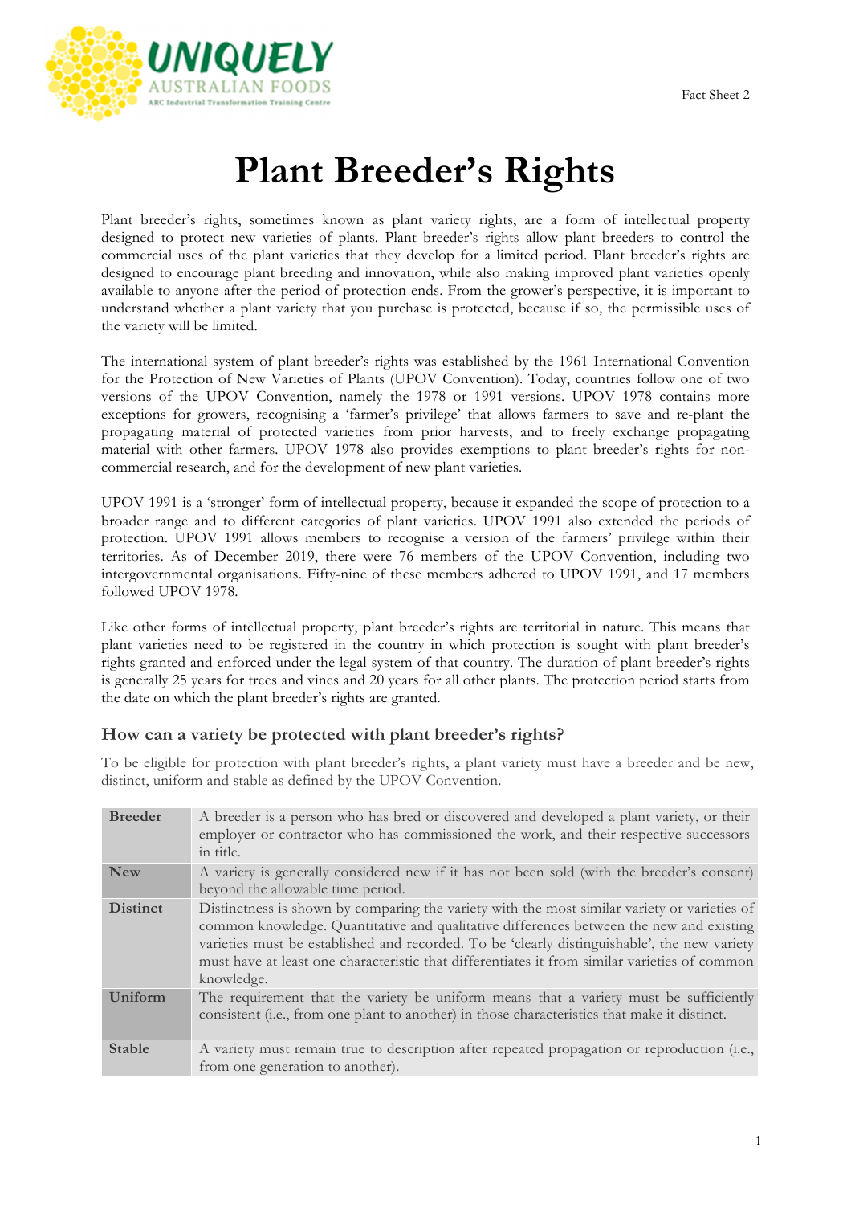# Plant Breeder's Rights

Plant breeder's rights, sometimes known as plant variety rights, are a form of intellectual property designed to protect new varieties of plants. Plant breeder's rights allow plant breeders to control the commercial uses of the plant varieties that they develop for a limited period. Plant breeder's rights are designed to encourage plant breeding and innovation, while also making improved plant varieties openly available to anyone after the period of protection ends. From the grower's perspective, it is important to understand whether a plant variety that you purchase is protected, because if so, the permissible uses of the variety will be limited.

The international system of plant breeder's rights was established by the 1961 International Convention for the Protection of New Varieties of Plants (UPOV Convention). Today, countries follow one of two versions of the UPOV Convention, namely the 1978 or 1991 versions. UPOV 1978 contains more exceptions for growers, recognising a 'farmer's privilege' that allows farmers to save and re-plant the propagating material of protected varieties from prior harvests, and to freely exchange propagating material with other farmers. UPOV 1978 also provides exemptions to plant breeder's rights for non-commercial research, and for the development of new plant varieties.

UPOV 1991 is a 'stronger' form of intellectual property, because it expanded the scope of protection to a broader range and to different categories of plant varieties. UPOV 1991 also extended the periods of protection. UPOV 1991 allows members to recognise a version of the farmers' privilege within their territories. As of December 2019, there were 76 members of the UPOV Convention, including two intergovernmental organisations. Fifty-nine of these members adhered to UPOV 1991, and 17 members followed UPOV 1978.

Like other forms of intellectual property, plant breeder's rights are territorial in nature. This means that plant varieties need to be registered in the country in which protection is sought with plant breeder's rights granted and enforced under the legal system of that country. The duration of plant breeder's rights is generally 25 years for trees and vines and 20 years for all other plants. The protection period starts from the date on which the plant breeder's rights are granted.

## How can a variety be protected with plant breeder's rights?

To be eligible for protection with plant breeder's rights, a plant variety must have a breeder and be new, distinct, uniform and stable as defined by the UPOV Convention.

| | |
|---|---|
| **Breeder** | A breeder is a person who has bred or discovered and developed a plant variety, or their employer or contractor who has commissioned the work, and their respective successors in title. |
| **New** | A variety is generally considered new if it has not been sold (with the breeder's consent) beyond the allowable time period. |
| **Distinct** | Distinctness is shown by comparing the variety with the most similar variety or varieties of common knowledge. Quantitative and qualitative differences between the new and existing varieties must be established and recorded. To be 'clearly distinguishable', the new variety must have at least one characteristic that differentiates it from similar varieties of common knowledge. |
| **Uniform** | The requirement that the variety be uniform means that a variety must be sufficiently consistent (i.e., from one plant to another) in those characteristics that make it distinct. |
| **Stable** | A variety must remain true to description after repeated propagation or reproduction (i.e., from one generation to another). |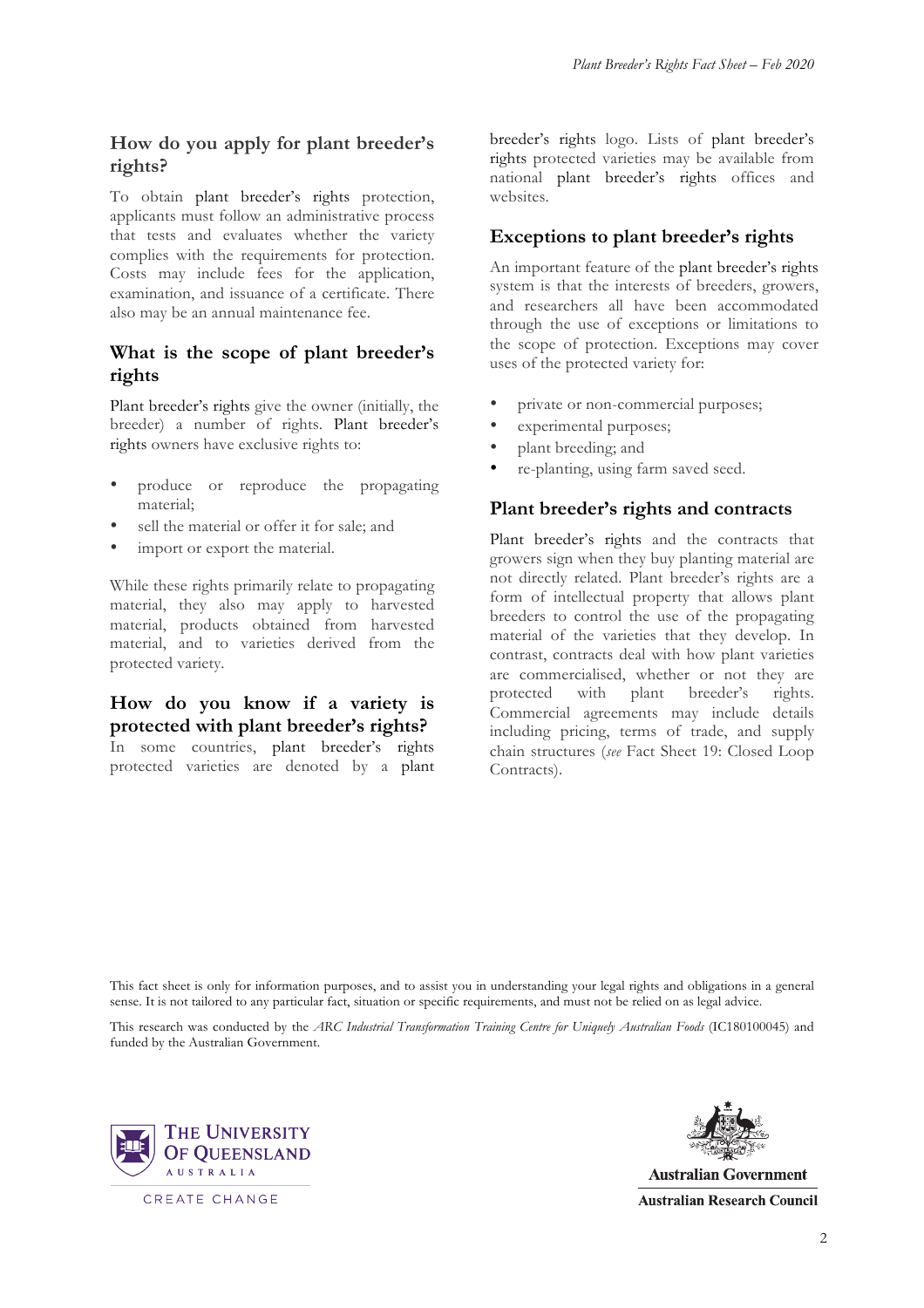## How do you apply for plant breeder's rights?

To obtain plant breeder's rights protection, applicants must follow an administrative process that tests and evaluates whether the variety complies with the requirements for protection. Costs may include fees for the application, examination, and issuance of a certificate. There also may be an annual maintenance fee.

## What is the scope of plant breeder's rights

Plant breeder's rights give the owner (initially, the breeder) a number of rights. Plant breeder's rights owners have exclusive rights to:

- produce or reproduce the propagating material;
- sell the material or offer it for sale; and
- import or export the material.

While these rights primarily relate to propagating material, they also may apply to harvested material, products obtained from harvested material, and to varieties derived from the protected variety.

## How do you know if a variety is protected with plant breeder's rights?

In some countries, plant breeder's rights protected varieties are denoted by a plant breeder's rights logo. Lists of plant breeder's rights protected varieties may be available from national plant breeder's rights offices and websites.

## Exceptions to plant breeder's rights

An important feature of the plant breeder's rights system is that the interests of breeders, growers, and researchers all have been accommodated through the use of exceptions or limitations to the scope of protection. Exceptions may cover uses of the protected variety for:

- private or non-commercial purposes;
- experimental purposes;
- plant breeding; and
- re-planting, using farm saved seed.

## Plant breeder's rights and contracts

Plant breeder's rights and the contracts that growers sign when they buy planting material are not directly related. Plant breeder's rights are a form of intellectual property that allows plant breeders to control the use of the propagating material of the varieties that they develop. In contrast, contracts deal with how plant varieties are commercialised, whether or not they are protected with plant breeder's rights. Commercial agreements may include details including pricing, terms of trade, and supply chain structures (*see* Fact Sheet 19: Closed Loop Contracts).

This fact sheet is only for information purposes, and to assist you in understanding your legal rights and obligations in a general sense. It is not tailored to any particular fact, situation or specific requirements, and must not be relied on as legal advice.

This research was conducted by the *ARC Industrial Transformation Training Centre for Uniquely Australian Foods* (IC180100045) and funded by the Australian Government.

THE UNIVERSITY OF QUEENSLAND AUSTRALIA

CREATE CHANGE

Australian Government

Australian Research Council